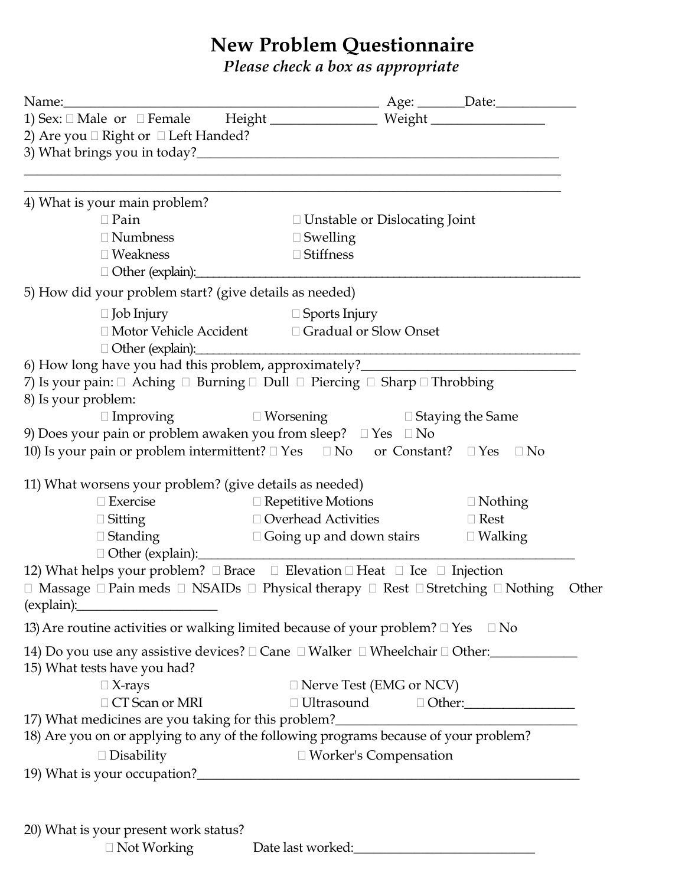# New Problem Questionnaire

*Please check a box as appropriate*

Name:_______________________________________________ Age: _______Date:____________

1) Sex: ☐ Male or ☐ Female Height ________________ Weight _________________

2) Are you ☐ Right or ☐ Left Handed?

3) What brings you in today?_______________________________________________________

_______________________________________________________________________________

_______________________________________________________________________________

4) What is your main problem?

- ☐ Pain
- ☐ Unstable or Dislocating Joint
- ☐ Numbness
- ☐ Swelling
- ☐ Weakness
- ☐ Stiffness
- ☐ Other (explain):____________________________________________________________

5) How did your problem start? (give details as needed)

- ☐ Job Injury
- ☐ Sports Injury
- ☐ Motor Vehicle Accident
- ☐ Gradual or Slow Onset
- ☐ Other (explain):____________________________________________________________

6) How long have you had this problem, approximately?________________________________

7) Is your pain: ☐ Aching ☐ Burning ☐ Dull ☐ Piercing ☐ Sharp ☐ Throbbing

8) Is your problem:

☐ Improving ☐ Worsening ☐ Staying the Same

9) Does your pain or problem awaken you from sleep? ☐ Yes ☐ No

10) Is your pain or problem intermittent? ☐ Yes ☐ No or Constant? ☐ Yes ☐ No

11) What worsens your problem? (give details as needed)

- ☐ Exercise
- ☐ Repetitive Motions
- ☐ Nothing
- ☐ Sitting
- ☐ Overhead Activities
- ☐ Rest
- ☐ Standing
- ☐ Going up and down stairs
- ☐ Walking
- ☐ Other (explain):___________________________________________________________

12) What helps your problem? ☐ Brace ☐ Elevation ☐ Heat ☐ Ice ☐ Injection ☐ Massage ☐ Pain meds ☐ NSAIDs ☐ Physical therapy ☐ Rest ☐ Stretching ☐ Nothing Other (explain):_____________________

13) Are routine activities or walking limited because of your problem? ☐ Yes ☐ No

14) Do you use any assistive devices? ☐ Cane ☐ Walker ☐ Wheelchair ☐ Other:_____________

15) What tests have you had?

- ☐ X-rays
- ☐ Nerve Test (EMG or NCV)
- ☐ CT Scan or MRI
- ☐ Ultrasound
- ☐ Other:________________

17) What medicines are you taking for this problem?_____________________________________

18) Are you on or applying to any of the following programs because of your problem?

☐ Disability ☐ Worker's Compensation

19) What is your occupation?__________________________________________________________

20) What is your present work status?

☐ Not Working Date last worked:___________________________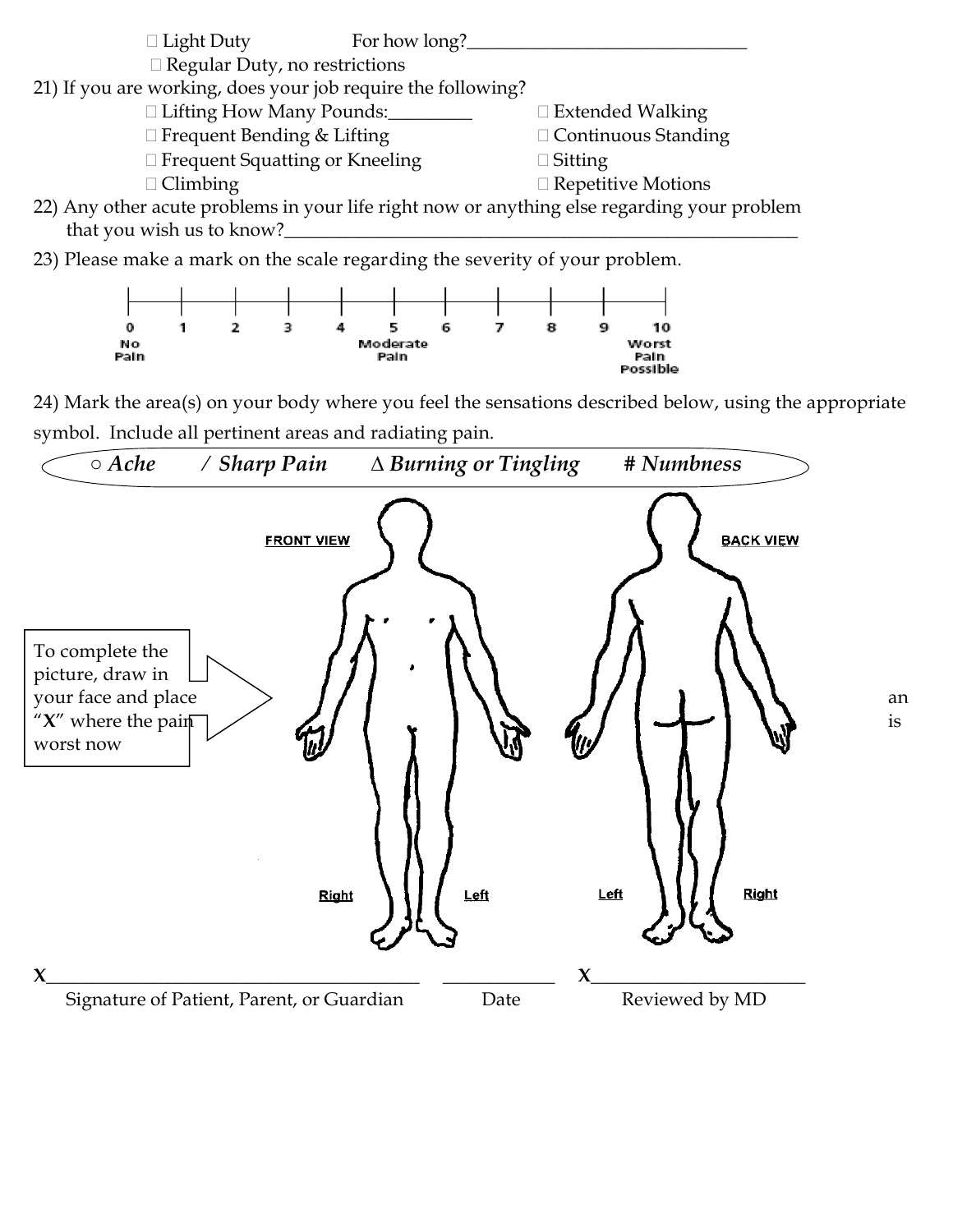☐ Light Duty For how long?______________________________

☐ Regular Duty, no restrictions

21) If you are working, does your job require the following?

☐ Lifting How Many Pounds:_________ ☐ Extended Walking

☐ Frequent Bending & Lifting ☐ Continuous Standing

☐ Frequent Squatting or Kneeling ☐ Sitting

☐ Climbing ☐ Repetitive Motions

22) Any other acute problems in your life right now or anything else regarding your problem that you wish us to know?_______________________________________________________

23) Please make a mark on the scale regarding the severity of your problem.

0 No Pain — 1 — 2 — 3 — 4 — 5 Moderate Pain — 6 — 7 — 8 — 9 — 10 Worst Pain Possible

24) Mark the area(s) on your body where you feel the sensations described below, using the appropriate symbol. Include all pertinent areas and radiating pain.

○ *Ache* / *Sharp Pain* Δ *Burning or Tingling* # *Numbness*

FRONT VIEW BACK VIEW

To complete the picture, draw in your face and place an "X" where the pain is worst now

Right Left Left Right

X________________________________________ ____________ X______________________

Signature of Patient, Parent, or Guardian Date Reviewed by MD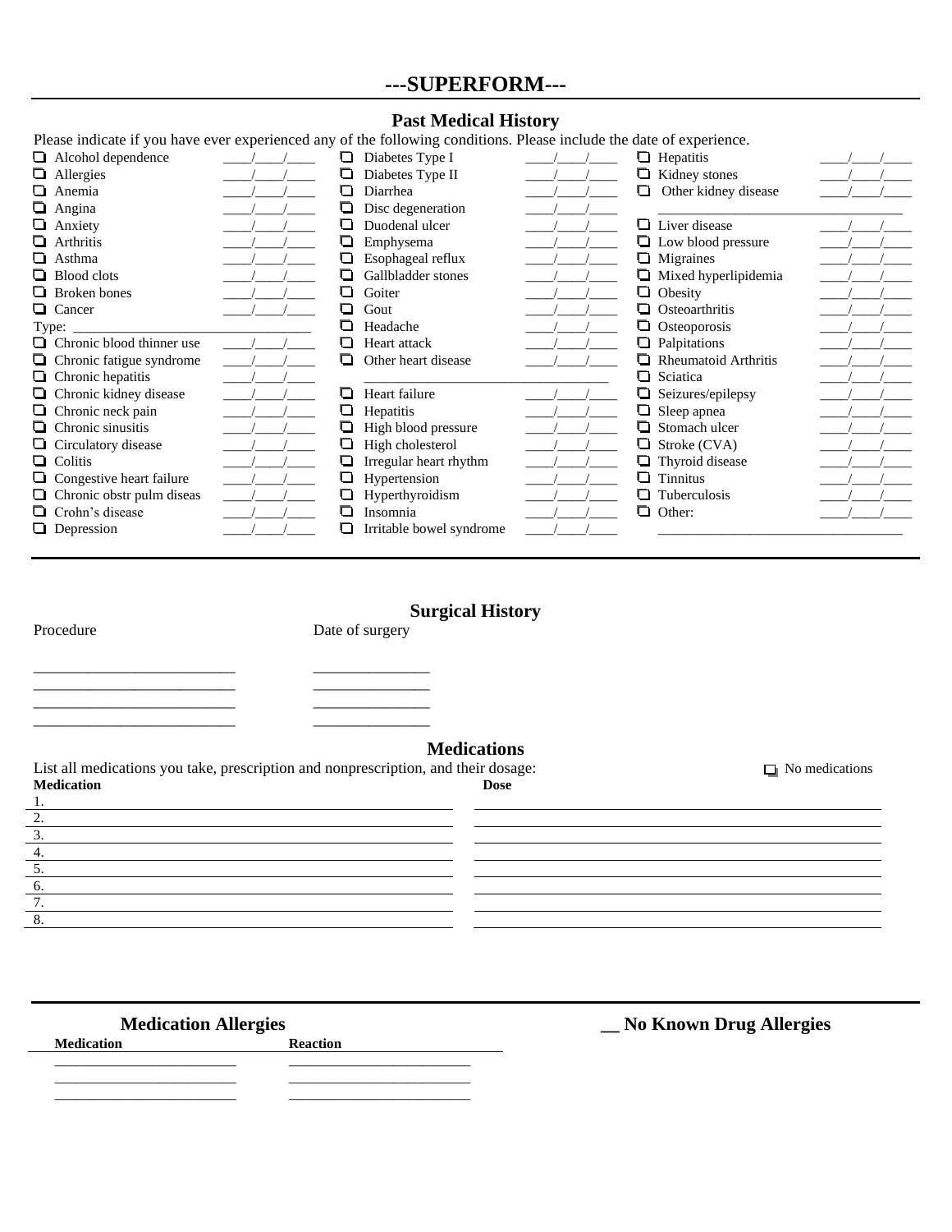# ---SUPERFORM---

## Past Medical History

Please indicate if you have ever experienced any of the following conditions. Please include the date of experience.

| Condition | Date | Condition | Date | Condition | Date |
|---|---|---|---|---|---|
| ☐ Alcohol dependence | ____/____/____ | ☐ Diabetes Type I | ____/____/____ | ☐ Hepatitis | ____/____/____ |
| ☐ Allergies | ____/____/____ | ☐ Diabetes Type II | ____/____/____ | ☐ Kidney stones | ____/____/____ |
| ☐ Anemia | ____/____/____ | ☐ Diarrhea | ____/____/____ | ☐ Other kidney disease | ____/____/____ |
| ☐ Angina | ____/____/____ | ☐ Disc degeneration | ____/____/____ | ________________________________ | |
| ☐ Anxiety | ____/____/____ | ☐ Duodenal ulcer | ____/____/____ | ☐ Liver disease | ____/____/____ |
| ☐ Arthritis | ____/____/____ | ☐ Emphysema | ____/____/____ | ☐ Low blood pressure | ____/____/____ |
| ☐ Asthma | ____/____/____ | ☐ Esophageal reflux | ____/____/____ | ☐ Migraines | ____/____/____ |
| ☐ Blood clots | ____/____/____ | ☐ Gallbladder stones | ____/____/____ | ☐ Mixed hyperlipidemia | ____/____/____ |
| ☐ Broken bones | ____/____/____ | ☐ Goiter | ____/____/____ | ☐ Obesity | ____/____/____ |
| ☐ Cancer | ____/____/____ | ☐ Gout | ____/____/____ | ☐ Osteoarthritis | ____/____/____ |
| Type: ______________________________ | | ☐ Headache | ____/____/____ | ☐ Osteoporosis | ____/____/____ |
| ☐ Chronic blood thinner use | ____/____/____ | ☐ Heart attack | ____/____/____ | ☐ Palpitations | ____/____/____ |
| ☐ Chronic fatigue syndrome | ____/____/____ | ☐ Other heart disease | ____/____/____ | ☐ Rheumatoid Arthritis | ____/____/____ |
| ☐ Chronic hepatitis | ____/____/____ | ________________________________ | | ☐ Sciatica | ____/____/____ |
| ☐ Chronic kidney disease | ____/____/____ | ☐ Heart failure | ____/____/____ | ☐ Seizures/epilepsy | ____/____/____ |
| ☐ Chronic neck pain | ____/____/____ | ☐ Hepatitis | ____/____/____ | ☐ Sleep apnea | ____/____/____ |
| ☐ Chronic sinusitis | ____/____/____ | ☐ High blood pressure | ____/____/____ | ☐ Stomach ulcer | ____/____/____ |
| ☐ Circulatory disease | ____/____/____ | ☐ High cholesterol | ____/____/____ | ☐ Stroke (CVA) | ____/____/____ |
| ☐ Colitis | ____/____/____ | ☐ Irregular heart rhythm | ____/____/____ | ☐ Thyroid disease | ____/____/____ |
| ☐ Congestive heart failure | ____/____/____ | ☐ Hypertension | ____/____/____ | ☐ Tinnitus | ____/____/____ |
| ☐ Chronic obstr pulm diseas | ____/____/____ | ☐ Hyperthyroidism | ____/____/____ | ☐ Tuberculosis | ____/____/____ |
| ☐ Crohn's disease | ____/____/____ | ☐ Insomnia | ____/____/____ | ☐ Other: | ____/____/____ |
| ☐ Depression | ____/____/____ | ☐ Irritable bowel syndrome | ____/____/____ | ________________________________ | |

## Surgical History

| Procedure | Date of surgery |
|---|---|
| _________________________ | _______________ |
| _________________________ | _______________ |
| _________________________ | _______________ |
| _________________________ | _______________ |

## Medications

List all medications you take, prescription and nonprescription, and their dosage:

☐ No medications

| **Medication** | **Dose** |
|---|---|
| 1. | |
| 2. | |
| 3. | |
| 4. | |
| 5. | |
| 6. | |
| 7. | |
| 8. | |

## Medication Allergies

## __ No Known Drug Allergies

| **Medication** | **Reaction** |
|---|---|
| _________________________ | _________________________ |
| _________________________ | _________________________ |
| _________________________ | _________________________ |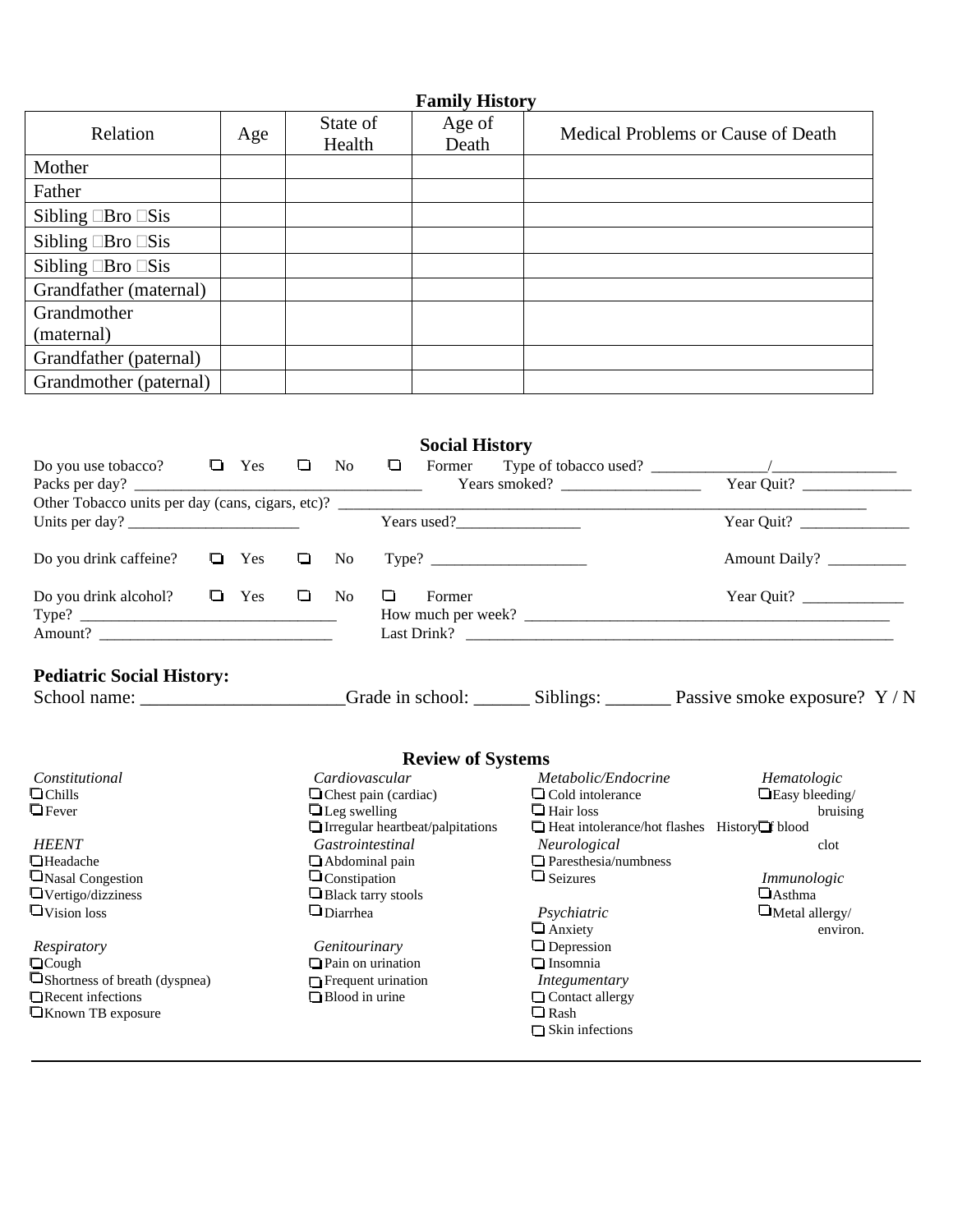## Family History

| Relation | Age | State of Health | Age of Death | Medical Problems or Cause of Death |
|---|---|---|---|---|
| Mother | | | | |
| Father | | | | |
| Sibling ☐Bro ☐Sis | | | | |
| Sibling ☐Bro ☐Sis | | | | |
| Sibling ☐Bro ☐Sis | | | | |
| Grandfather (maternal) | | | | |
| Grandmother (maternal) | | | | |
| Grandfather (paternal) | | | | |
| Grandmother (paternal) | | | | |

## Social History

Do you use tobacco? ☐ Yes ☐ No ☐ Former Type of tobacco used? _______________/________________
Packs per day? ____________________________________ Years smoked? _________________ Year Quit? ______________
Other Tobacco units per day (cans, cigars, etc)? ______________________________________________________________________
Units per day? ______________________ Years used?________________ Year Quit? ______________

Do you drink caffeine? ☐ Yes ☐ No Type? ____________________ Amount Daily? __________

Do you drink alcohol? ☐ Yes ☐ No ☐ Former Year Quit? _____________
Type? _________________________________ How much per week? ______________________________________________
Amount? ______________________________ Last Drink? ______________________________________________________

**Pediatric Social History:**
School name: ______________________Grade in school: ______ Siblings: _______ Passive smoke exposure? Y / N

## Review of Systems

*Constitutional*
- ☐ Chills
- ☐ Fever

*HEENT*
- ☐ Headache
- ☐ Nasal Congestion
- ☐ Vertigo/dizziness
- ☐ Vision loss

*Respiratory*
- ☐ Cough
- ☐ Shortness of breath (dyspnea)
- ☐ Recent infections
- ☐ Known TB exposure

*Cardiovascular*
- ☐ Chest pain (cardiac)
- ☐ Leg swelling
- ☐ Irregular heartbeat/palpitations

*Gastrointestinal*
- ☐ Abdominal pain
- ☐ Constipation
- ☐ Black tarry stools
- ☐ Diarrhea

*Genitourinary*
- ☐ Pain on urination
- ☐ Frequent urination
- ☐ Blood in urine

*Metabolic/Endocrine*
- ☐ Cold intolerance
- ☐ Hair loss
- ☐ Heat intolerance/hot flashes

*Neurological*
- ☐ Paresthesia/numbness
- ☐ Seizures

*Psychiatric*
- ☐ Anxiety
- ☐ Depression
- ☐ Insomnia

*Integumentary*
- ☐ Contact allergy
- ☐ Rash
- ☐ Skin infections

*Hematologic*
- ☐ Easy bleeding/bruising
- ☐ History of blood clot

*Immunologic*
- ☐ Asthma
- ☐ Metal allergy/environ.